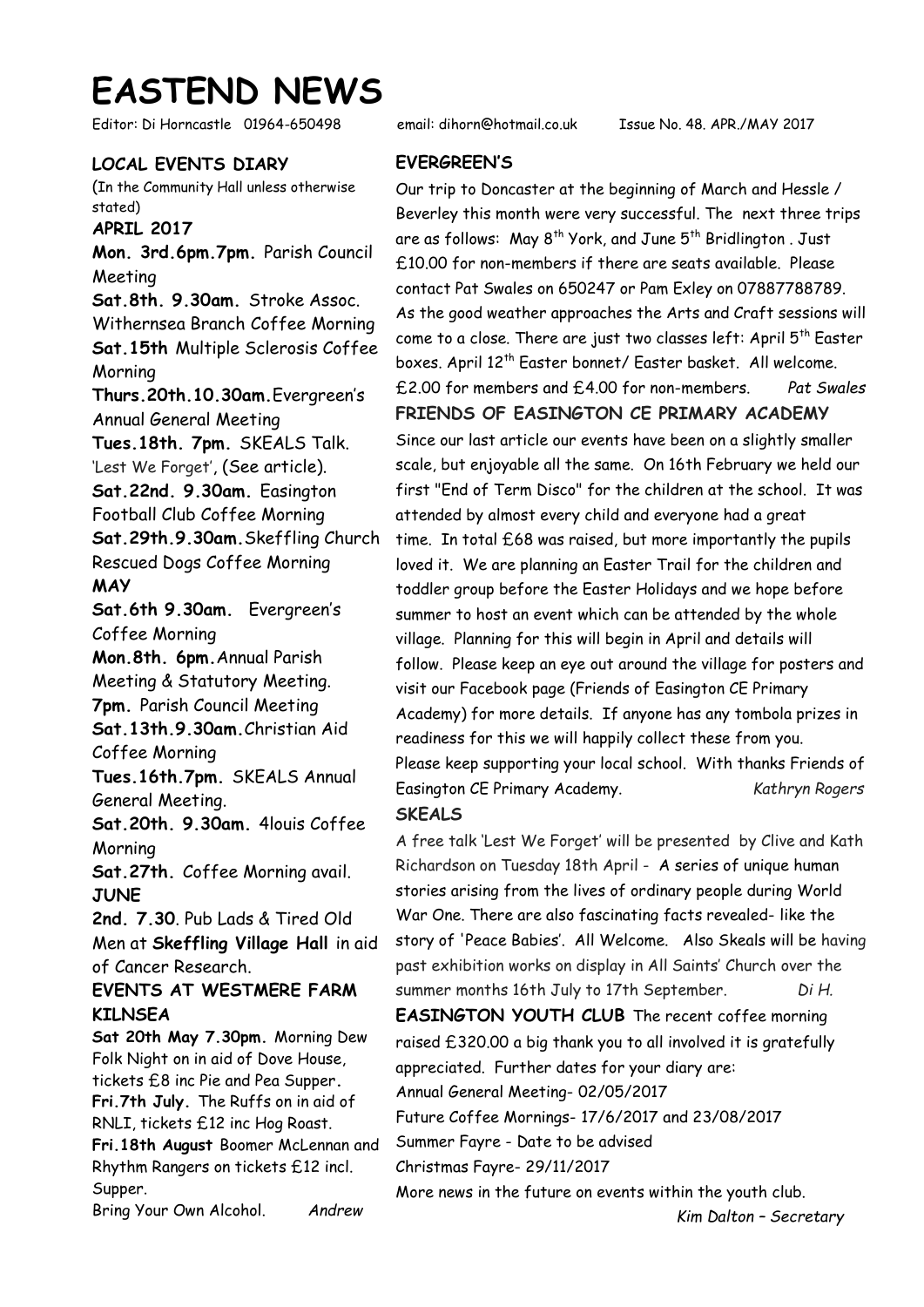# EASTEND NEWS

Editor: Di Horncastle 01964-650498 email: dihorn@hotmail.co.uk Issue No. 48. APR./MAY 2017

## LOCAL EVENTS DIARY

(In the Community Hall unless otherwise stated)

**APRIL 2017**

**Mon. 3rd.6pm.7pm.** Parish Council Meeting

**Sat.8th. 9.30am.** Stroke Assoc. Withernsea Branch Coffee Morning

**Sat.15th** Multiple Sclerosis Coffee Morning

**Thurs.20th.10.30am.**Evergreen's Annual General Meeting

**Tues.18th. 7pm.** SKEALS Talk. 'Lest We Forget', (See article).

**Sat.22nd. 9.30am.** Easington Football Club Coffee Morning

**Sat.29th.9.30am.**Skeffling Church Rescued Dogs Coffee Morning

**MAY**

**Sat.6th 9.30am.** Evergreen's Coffee Morning

**Mon.8th. 6pm.**Annual Parish Meeting & Statutory Meeting.

**7pm.** Parish Council Meeting

**Sat.13th.9.30am.**Christian Aid Coffee Morning

**Tues.16th.7pm.** SKEALS Annual General Meeting.

**Sat.20th. 9.30am.** 4louis Coffee Morning

**Sat.27th.** Coffee Morning avail.

**JUNE**

**2nd. 7.30**. Pub Lads & Tired Old Men at **Skeffling Village Hall** in aid of Cancer Research.

## EVENTS AT WESTMERE FARM KILNSEA

**Sat 20th May 7.30pm.** Morning Dew Folk Night on in aid of Dove House, tickets £8 inc Pie and Pea Supper.

**Fri.7th July.** The Ruffs on in aid of RNLI, tickets £12 inc Hog Roast.

**Fri.18th August** Boomer McLennan and Rhythm Rangers on tickets £12 incl. Supper.

Bring Your Own Alcohol. *Andrew*

## EVERGREEN'S

Our trip to Doncaster at the beginning of March and Hessle / Beverley this month were very successful. The next three trips are as follows: May 8th York, and June 5th Bridlington . Just £10.00 for non-members if there are seats available. Please contact Pat Swales on 650247 or Pam Exley on 07887788789. As the good weather approaches the Arts and Craft sessions will come to a close. There are just two classes left: April 5th Easter boxes. April 12th Easter bonnet/ Easter basket. All welcome. £2.00 for members and £4.00 for non-members. *Pat Swales*

## FRIENDS OF EASINGTON CE PRIMARY ACADEMY

Since our last article our events have been on a slightly smaller scale, but enjoyable all the same. On 16th February we held our first "End of Term Disco" for the children at the school. It was attended by almost every child and everyone had a great time. In total £68 was raised, but more importantly the pupils loved it. We are planning an Easter Trail for the children and toddler group before the Easter Holidays and we hope before summer to host an event which can be attended by the whole village. Planning for this will begin in April and details will follow. Please keep an eye out around the village for posters and visit our Facebook page (Friends of Easington CE Primary Academy) for more details. If anyone has any tombola prizes in readiness for this we will happily collect these from you. Please keep supporting your local school. With thanks Friends of Easington CE Primary Academy. *Kathryn Rogers*

## SKEALS

A free talk 'Lest We Forget' will be presented by Clive and Kath Richardson on Tuesday 18th April - A series of unique human stories arising from the lives of ordinary people during World War One. There are also fascinating facts revealed- like the story of 'Peace Babies'. All Welcome. Also Skeals will be having past exhibition works on display in All Saints' Church over the summer months 16th July to 17th September. *Di H.*

**EASINGTON YOUTH CLUB** The recent coffee morning raised £320.00 a big thank you to all involved it is gratefully appreciated. Further dates for your diary are:

Annual General Meeting- 02/05/2017

Future Coffee Mornings- 17/6/2017 and 23/08/2017

Summer Fayre - Date to be advised

Christmas Fayre- 29/11/2017

More news in the future on events within the youth club.

*Kim Dalton – Secretary*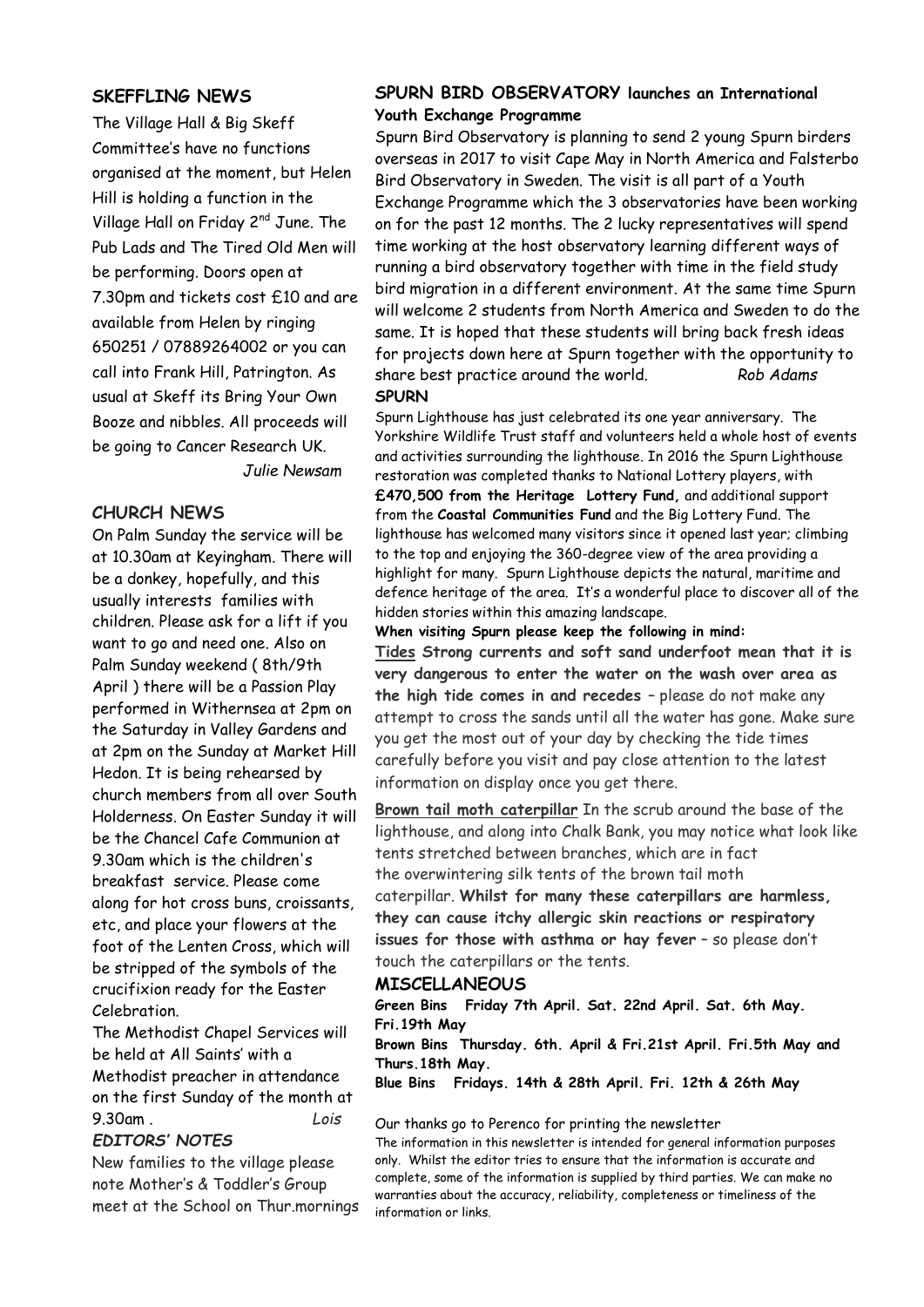## SKEFFLING NEWS

The Village Hall & Big Skeff Committee's have no functions organised at the moment, but Helen Hill is holding a function in the Village Hall on Friday 2nd June. The Pub Lads and The Tired Old Men will be performing. Doors open at 7.30pm and tickets cost £10 and are available from Helen by ringing 650251 / 07889264002 or you can call into Frank Hill, Patrington. As usual at Skeff its Bring Your Own Booze and nibbles. All proceeds will be going to Cancer Research UK.

*Julie Newsam*

## CHURCH NEWS

On Palm Sunday the service will be at 10.30am at Keyingham. There will be a donkey, hopefully, and this usually interests families with children. Please ask for a lift if you want to go and need one. Also on Palm Sunday weekend ( 8th/9th April ) there will be a Passion Play performed in Withernsea at 2pm on the Saturday in Valley Gardens and at 2pm on the Sunday at Market Hill Hedon. It is being rehearsed by church members from all over South Holderness. On Easter Sunday it will be the Chancel Cafe Communion at 9.30am which is the children's breakfast service. Please come along for hot cross buns, croissants, etc, and place your flowers at the foot of the Lenten Cross, which will be stripped of the symbols of the crucifixion ready for the Easter Celebration.

The Methodist Chapel Services will be held at All Saints' with a Methodist preacher in attendance on the first Sunday of the month at 9.30am . *Lois*

## *EDITORS' NOTES*

New families to the village please note Mother's & Toddler's Group meet at the School on Thur.mornings

## SPURN BIRD OBSERVATORY launches an International Youth Exchange Programme

Spurn Bird Observatory is planning to send 2 young Spurn birders overseas in 2017 to visit Cape May in North America and Falsterbo Bird Observatory in Sweden. The visit is all part of a Youth Exchange Programme which the 3 observatories have been working on for the past 12 months. The 2 lucky representatives will spend time working at the host observatory learning different ways of running a bird observatory together with time in the field study bird migration in a different environment. At the same time Spurn will welcome 2 students from North America and Sweden to do the same. It is hoped that these students will bring back fresh ideas for projects down here at Spurn together with the opportunity to share best practice around the world. *Rob Adams*

## SPURN

Spurn Lighthouse has just celebrated its one year anniversary. The Yorkshire Wildlife Trust staff and volunteers held a whole host of events and activities surrounding the lighthouse. In 2016 the Spurn Lighthouse restoration was completed thanks to National Lottery players, with **£470,500 from the Heritage Lottery Fund,** and additional support from the **Coastal Communities Fund** and the Big Lottery Fund. The lighthouse has welcomed many visitors since it opened last year; climbing to the top and enjoying the 360-degree view of the area providing a highlight for many. Spurn Lighthouse depicts the natural, maritime and defence heritage of the area. It's a wonderful place to discover all of the hidden stories within this amazing landscape.

**When visiting Spurn please keep the following in mind:**

**Tides Strong currents and soft sand underfoot mean that it is very dangerous to enter the water on the wash over area as the high tide comes in and recedes** – please do not make any attempt to cross the sands until all the water has gone. Make sure you get the most out of your day by checking the tide times carefully before you visit and pay close attention to the latest information on display once you get there.

**Brown tail moth caterpillar** In the scrub around the base of the lighthouse, and along into Chalk Bank, you may notice what look like tents stretched between branches, which are in fact the overwintering silk tents of the brown tail moth caterpillar. **Whilst for many these caterpillars are harmless, they can cause itchy allergic skin reactions or respiratory issues for those with asthma or hay fever** – so please don't touch the caterpillars or the tents.

## MISCELLANEOUS

**Green Bins Friday 7th April. Sat. 22nd April. Sat. 6th May. Fri.19th May**

**Brown Bins Thursday. 6th. April & Fri.21st April. Fri.5th May and Thurs.18th May.**

**Blue Bins Fridays. 14th & 28th April. Fri. 12th & 26th May**

Our thanks go to Perenco for printing the newsletter

The information in this newsletter is intended for general information purposes only. Whilst the editor tries to ensure that the information is accurate and complete, some of the information is supplied by third parties. We can make no warranties about the accuracy, reliability, completeness or timeliness of the information or links.